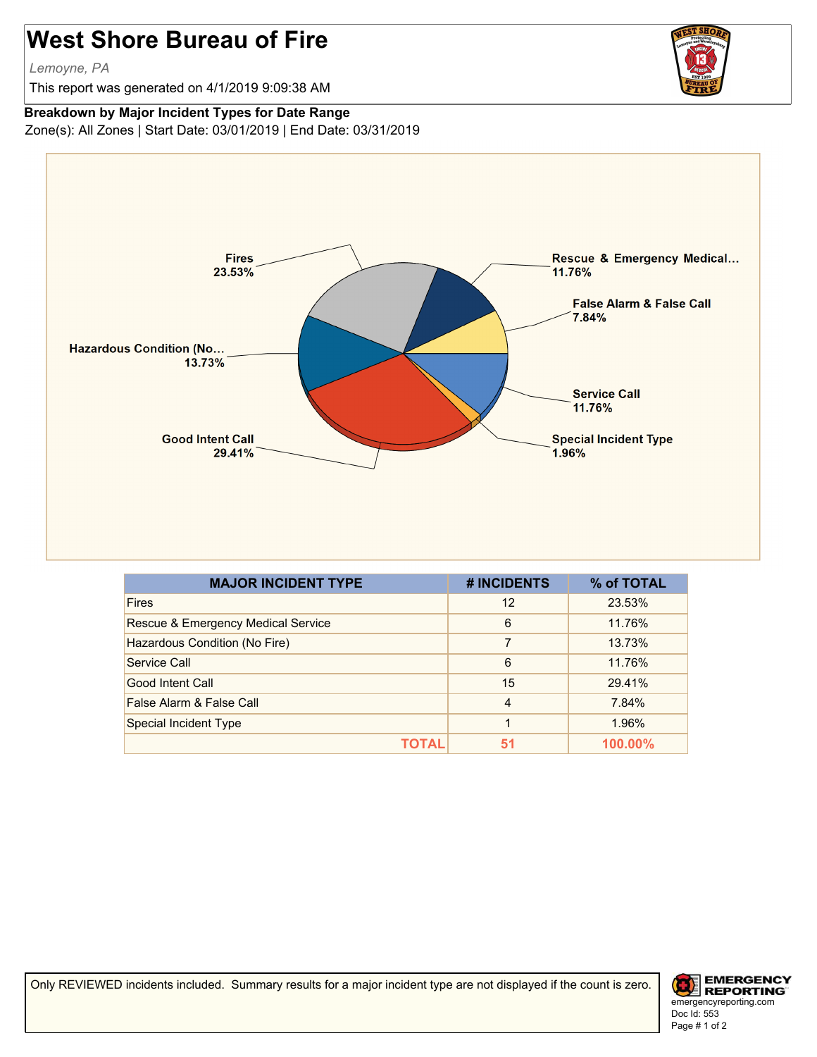# West Shore Bureau of Fire

*Lemoyne, PA*

This report was generated on 4/1/2019 9:09:38 AM

**Breakdown by Major Incident Types for Date Range**

Zone(s): All Zones | Start Date: 03/01/2019 | End Date: 03/31/2019

| MAJOR INCIDENT TYPE | # INCIDENTS | % of TOTAL |
|---|---|---|
| Fires | 12 | 23.53% |
| Rescue & Emergency Medical Service | 6 | 11.76% |
| Hazardous Condition (No Fire) | 7 | 13.73% |
| Service Call | 6 | 11.76% |
| Good Intent Call | 15 | 29.41% |
| False Alarm & False Call | 4 | 7.84% |
| Special Incident Type | 1 | 1.96% |
| **TOTAL** | **51** | **100.00%** |

Only REVIEWED incidents included. Summary results for a major incident type are not displayed if the count is zero.

EMERGENCY REPORTING
emergencyreporting.com
Doc Id: 553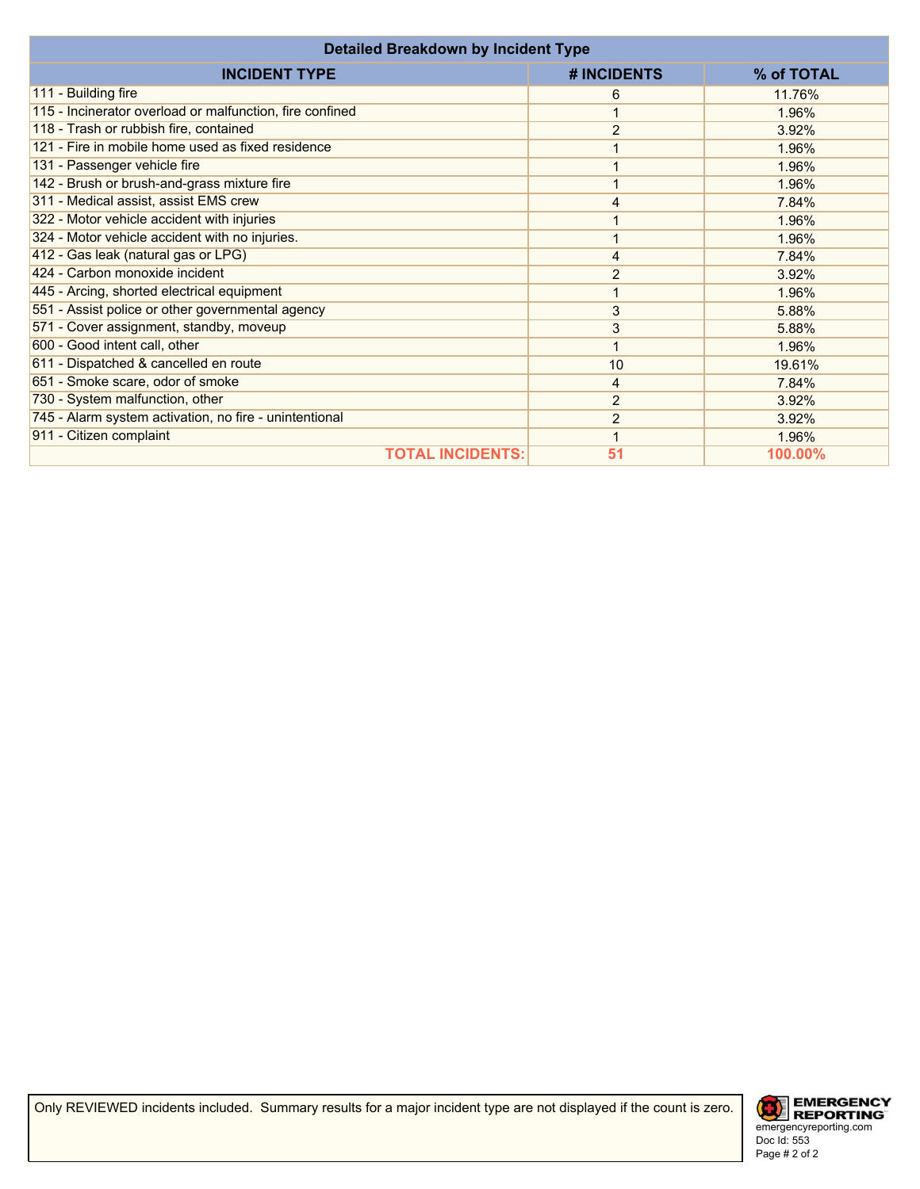| Detailed Breakdown by Incident Type | | |
|---|---|---|
| **INCIDENT TYPE** | **# INCIDENTS** | **% of TOTAL** |
| 111 - Building fire | 6 | 11.76% |
| 115 - Incinerator overload or malfunction, fire confined | 1 | 1.96% |
| 118 - Trash or rubbish fire, contained | 2 | 3.92% |
| 121 - Fire in mobile home used as fixed residence | 1 | 1.96% |
| 131 - Passenger vehicle fire | 1 | 1.96% |
| 142 - Brush or brush-and-grass mixture fire | 1 | 1.96% |
| 311 - Medical assist, assist EMS crew | 4 | 7.84% |
| 322 - Motor vehicle accident with injuries | 1 | 1.96% |
| 324 - Motor vehicle accident with no injuries. | 1 | 1.96% |
| 412 - Gas leak (natural gas or LPG) | 4 | 7.84% |
| 424 - Carbon monoxide incident | 2 | 3.92% |
| 445 - Arcing, shorted electrical equipment | 1 | 1.96% |
| 551 - Assist police or other governmental agency | 3 | 5.88% |
| 571 - Cover assignment, standby, moveup | 3 | 5.88% |
| 600 - Good intent call, other | 1 | 1.96% |
| 611 - Dispatched & cancelled en route | 10 | 19.61% |
| 651 - Smoke scare, odor of smoke | 4 | 7.84% |
| 730 - System malfunction, other | 2 | 3.92% |
| 745 - Alarm system activation, no fire - unintentional | 2 | 3.92% |
| 911 - Citizen complaint | 1 | 1.96% |
| **TOTAL INCIDENTS:** | **51** | **100.00%** |

Only REVIEWED incidents included. Summary results for a major incident type are not displayed if the count is zero.

EMERGENCY REPORTING
emergencyreporting.com
Doc Id: 553